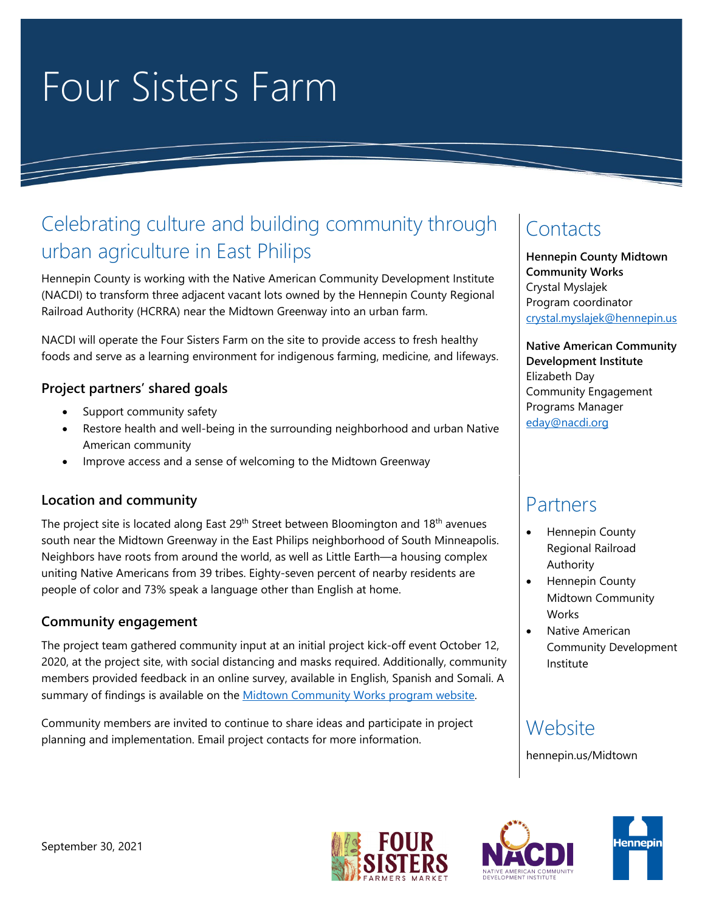# Four Sisters Farm

## Celebrating culture and building community through urban agriculture in East Philips

Hennepin County is working with the Native American Community Development Institute (NACDI) to transform three adjacent vacant lots owned by the Hennepin County Regional Railroad Authority (HCRRA) near the Midtown Greenway into an urban farm.

NACDI will operate the Four Sisters Farm on the site to provide access to fresh healthy foods and serve as a learning environment for indigenous farming, medicine, and lifeways.

### Project partners' shared goals

- Support community safety
- Restore health and well-being in the surrounding neighborhood and urban Native American community
- Improve access and a sense of welcoming to the Midtown Greenway

### Location and community

The project site is located along East 29th Street between Bloomington and 18th avenues south near the Midtown Greenway in the East Philips neighborhood of South Minneapolis. Neighbors have roots from around the world, as well as Little Earth—a housing complex uniting Native Americans from 39 tribes. Eighty-seven percent of nearby residents are people of color and 73% speak a language other than English at home.

### Community engagement

The project team gathered community input at an initial project kick-off event October 12, 2020, at the project site, with social distancing and masks required. Additionally, community members provided feedback in an online survey, available in English, Spanish and Somali. A summary of findings is available on the Midtown Community Works program website.

Community members are invited to continue to share ideas and participate in project planning and implementation. Email project contacts for more information.

## Contacts

**Hennepin County Midtown Community Works**
Crystal Myslajek
Program coordinator
crystal.myslajek@hennepin.us

**Native American Community Development Institute**
Elizabeth Day
Community Engagement Programs Manager
eday@nacdi.org

## Partners

- Hennepin County Regional Railroad Authority
- Hennepin County Midtown Community Works
- Native American Community Development Institute

## Website

hennepin.us/Midtown

September 30, 2021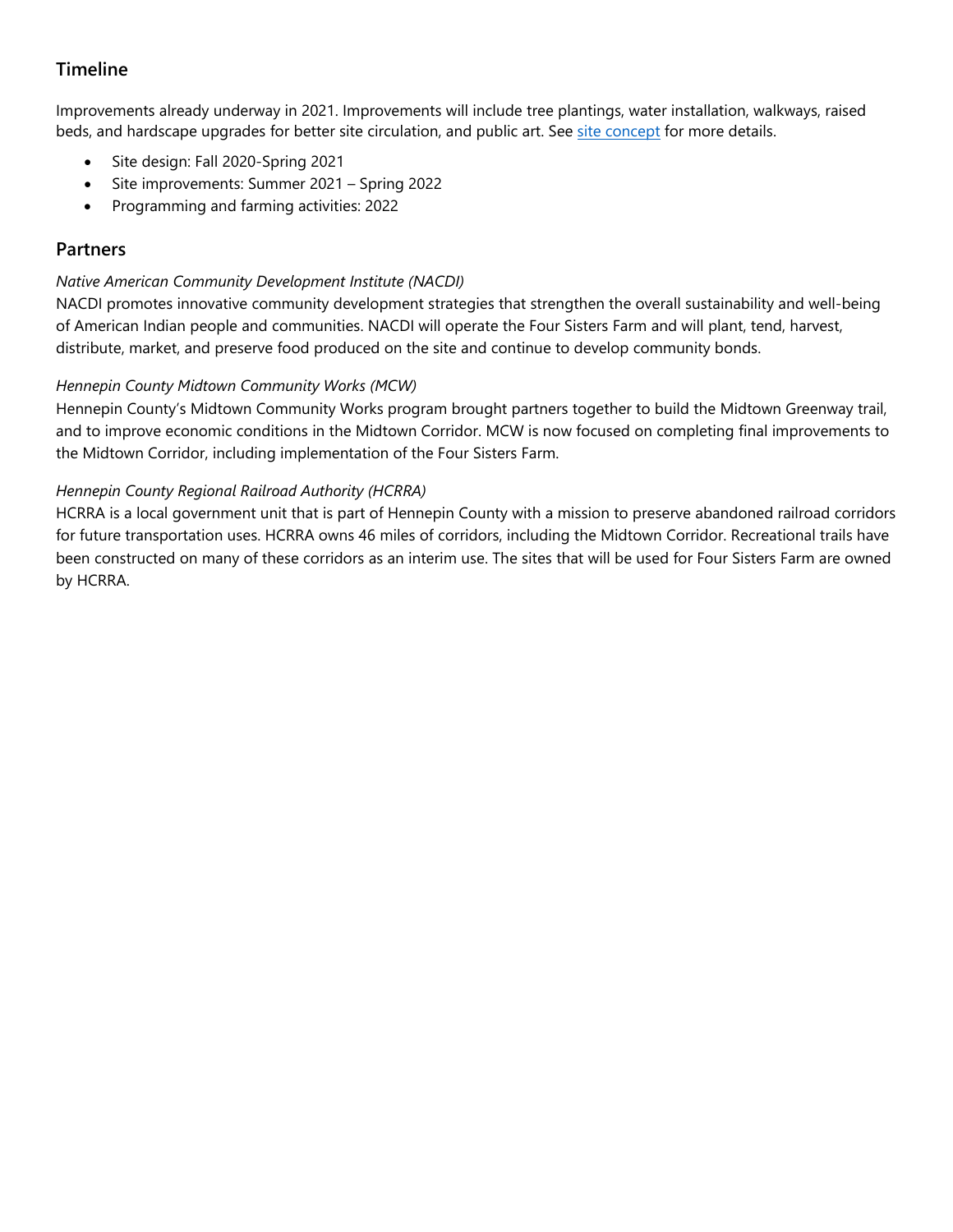## Timeline

Improvements already underway in 2021. Improvements will include tree plantings, water installation, walkways, raised beds, and hardscape upgrades for better site circulation, and public art. See [site concept] for more details.

- Site design: Fall 2020-Spring 2021
- Site improvements: Summer 2021 – Spring 2022
- Programming and farming activities: 2022

## Partners

*Native American Community Development Institute (NACDI)*
NACDI promotes innovative community development strategies that strengthen the overall sustainability and well-being of American Indian people and communities. NACDI will operate the Four Sisters Farm and will plant, tend, harvest, distribute, market, and preserve food produced on the site and continue to develop community bonds.

*Hennepin County Midtown Community Works (MCW)*
Hennepin County's Midtown Community Works program brought partners together to build the Midtown Greenway trail, and to improve economic conditions in the Midtown Corridor. MCW is now focused on completing final improvements to the Midtown Corridor, including implementation of the Four Sisters Farm.

*Hennepin County Regional Railroad Authority (HCRRA)*
HCRRA is a local government unit that is part of Hennepin County with a mission to preserve abandoned railroad corridors for future transportation uses. HCRRA owns 46 miles of corridors, including the Midtown Corridor. Recreational trails have been constructed on many of these corridors as an interim use. The sites that will be used for Four Sisters Farm are owned by HCRRA.